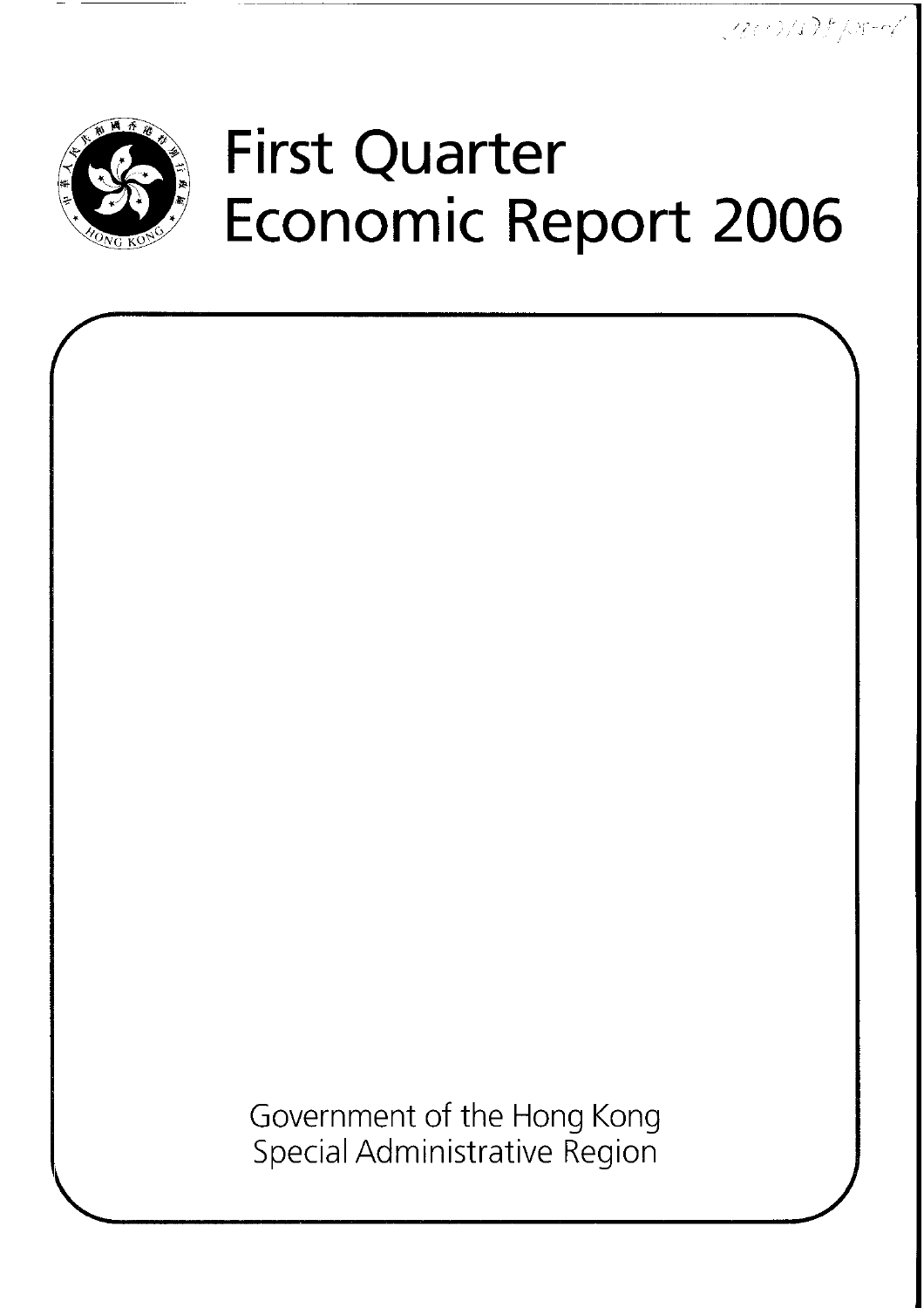# First Quarter Economic Report 2006

Government of the Hong Kong Special Administrative Region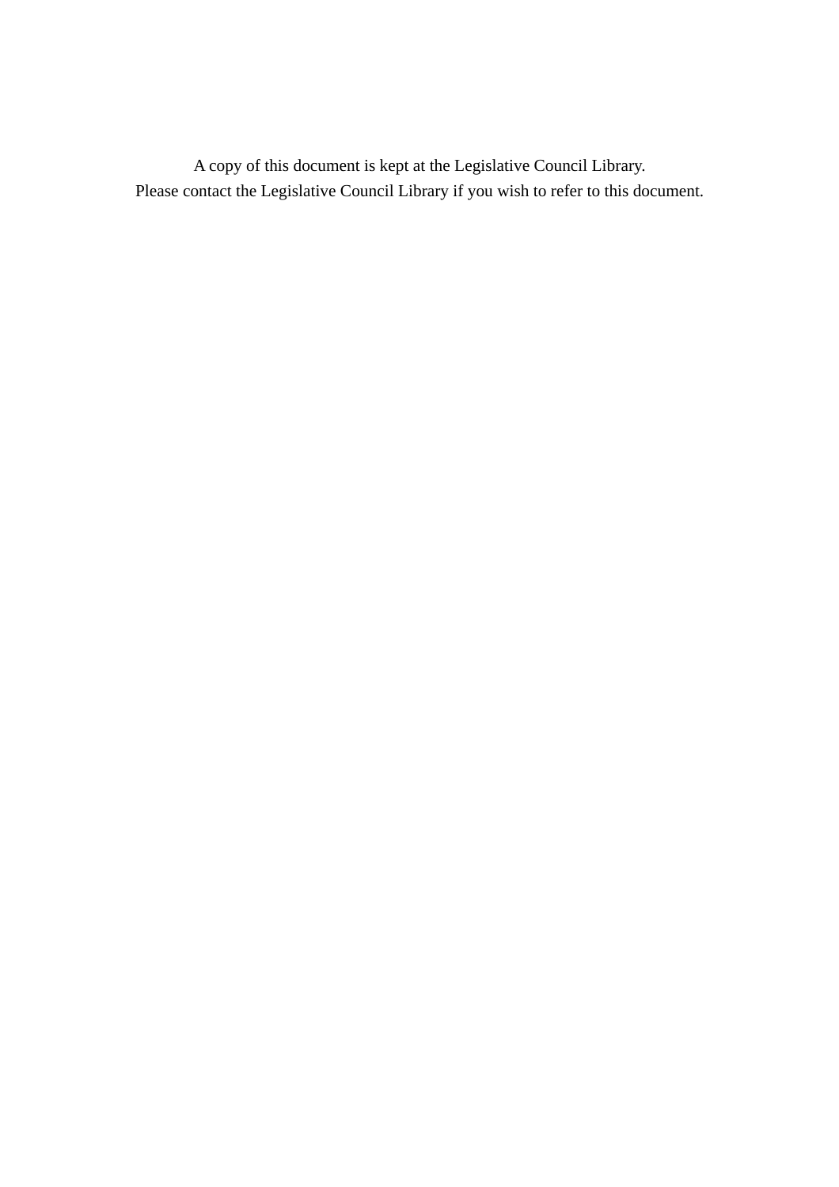A copy of this document is kept at the Legislative Council Library.
Please contact the Legislative Council Library if you wish to refer to this document.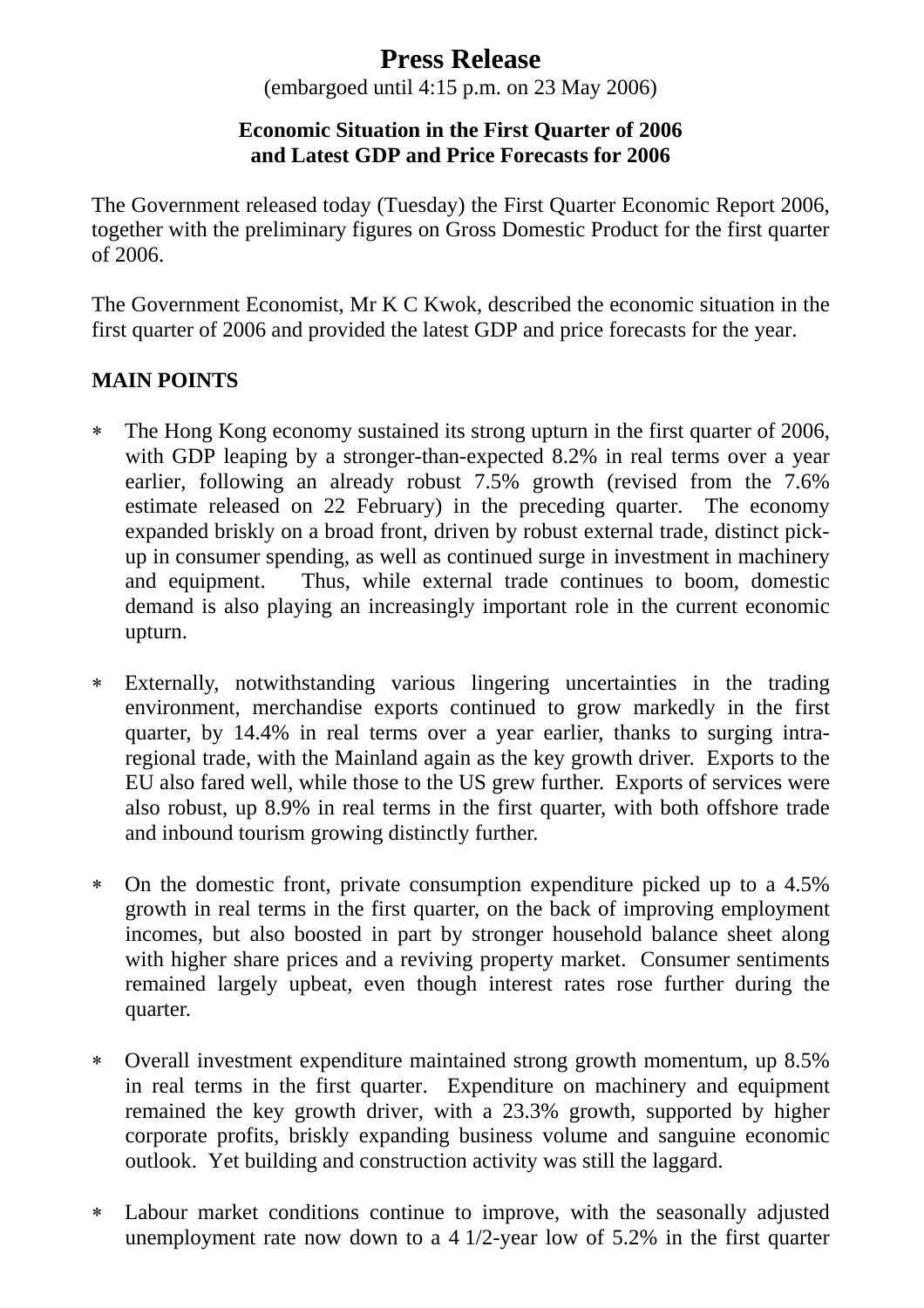# Press Release

(embargoed until 4:15 p.m. on 23 May 2006)

### Economic Situation in the First Quarter of 2006 and Latest GDP and Price Forecasts for 2006

The Government released today (Tuesday) the First Quarter Economic Report 2006, together with the preliminary figures on Gross Domestic Product for the first quarter of 2006.

The Government Economist, Mr K C Kwok, described the economic situation in the first quarter of 2006 and provided the latest GDP and price forecasts for the year.

## MAIN POINTS

* The Hong Kong economy sustained its strong upturn in the first quarter of 2006, with GDP leaping by a stronger-than-expected 8.2% in real terms over a year earlier, following an already robust 7.5% growth (revised from the 7.6% estimate released on 22 February) in the preceding quarter. The economy expanded briskly on a broad front, driven by robust external trade, distinct pick-up in consumer spending, as well as continued surge in investment in machinery and equipment. Thus, while external trade continues to boom, domestic demand is also playing an increasingly important role in the current economic upturn.

* Externally, notwithstanding various lingering uncertainties in the trading environment, merchandise exports continued to grow markedly in the first quarter, by 14.4% in real terms over a year earlier, thanks to surging intra-regional trade, with the Mainland again as the key growth driver. Exports to the EU also fared well, while those to the US grew further. Exports of services were also robust, up 8.9% in real terms in the first quarter, with both offshore trade and inbound tourism growing distinctly further.

* On the domestic front, private consumption expenditure picked up to a 4.5% growth in real terms in the first quarter, on the back of improving employment incomes, but also boosted in part by stronger household balance sheet along with higher share prices and a reviving property market. Consumer sentiments remained largely upbeat, even though interest rates rose further during the quarter.

* Overall investment expenditure maintained strong growth momentum, up 8.5% in real terms in the first quarter. Expenditure on machinery and equipment remained the key growth driver, with a 23.3% growth, supported by higher corporate profits, briskly expanding business volume and sanguine economic outlook. Yet building and construction activity was still the laggard.

* Labour market conditions continue to improve, with the seasonally adjusted unemployment rate now down to a 4 1/2-year low of 5.2% in the first quarter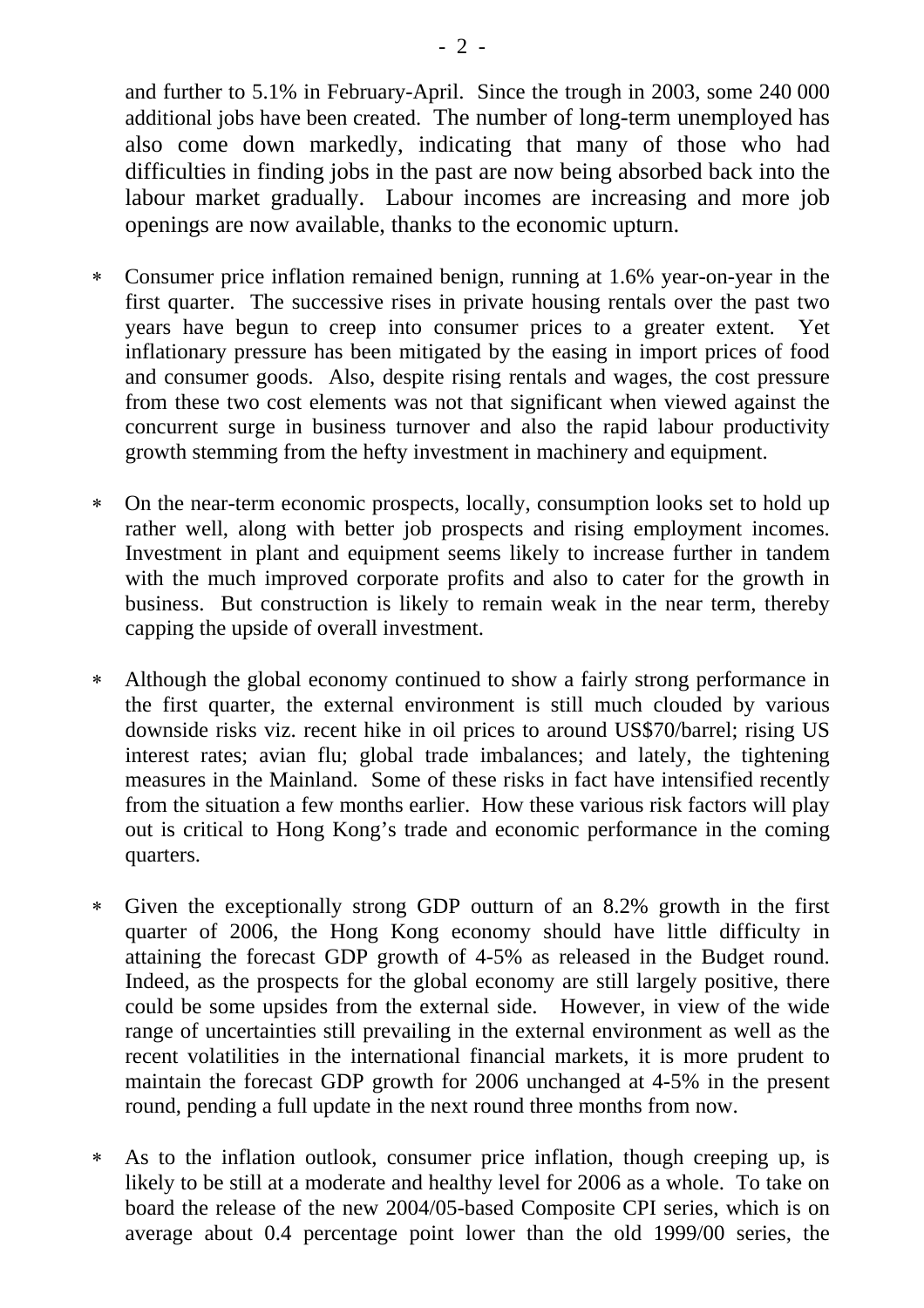and further to 5.1% in February-April. Since the trough in 2003, some 240 000 additional jobs have been created. The number of long-term unemployed has also come down markedly, indicating that many of those who had difficulties in finding jobs in the past are now being absorbed back into the labour market gradually. Labour incomes are increasing and more job openings are now available, thanks to the economic upturn.

* Consumer price inflation remained benign, running at 1.6% year-on-year in the first quarter. The successive rises in private housing rentals over the past two years have begun to creep into consumer prices to a greater extent. Yet inflationary pressure has been mitigated by the easing in import prices of food and consumer goods. Also, despite rising rentals and wages, the cost pressure from these two cost elements was not that significant when viewed against the concurrent surge in business turnover and also the rapid labour productivity growth stemming from the hefty investment in machinery and equipment.

* On the near-term economic prospects, locally, consumption looks set to hold up rather well, along with better job prospects and rising employment incomes. Investment in plant and equipment seems likely to increase further in tandem with the much improved corporate profits and also to cater for the growth in business. But construction is likely to remain weak in the near term, thereby capping the upside of overall investment.

* Although the global economy continued to show a fairly strong performance in the first quarter, the external environment is still much clouded by various downside risks viz. recent hike in oil prices to around US$70/barrel; rising US interest rates; avian flu; global trade imbalances; and lately, the tightening measures in the Mainland. Some of these risks in fact have intensified recently from the situation a few months earlier. How these various risk factors will play out is critical to Hong Kong's trade and economic performance in the coming quarters.

* Given the exceptionally strong GDP outturn of an 8.2% growth in the first quarter of 2006, the Hong Kong economy should have little difficulty in attaining the forecast GDP growth of 4-5% as released in the Budget round. Indeed, as the prospects for the global economy are still largely positive, there could be some upsides from the external side. However, in view of the wide range of uncertainties still prevailing in the external environment as well as the recent volatilities in the international financial markets, it is more prudent to maintain the forecast GDP growth for 2006 unchanged at 4-5% in the present round, pending a full update in the next round three months from now.

* As to the inflation outlook, consumer price inflation, though creeping up, is likely to be still at a moderate and healthy level for 2006 as a whole. To take on board the release of the new 2004/05-based Composite CPI series, which is on average about 0.4 percentage point lower than the old 1999/00 series, the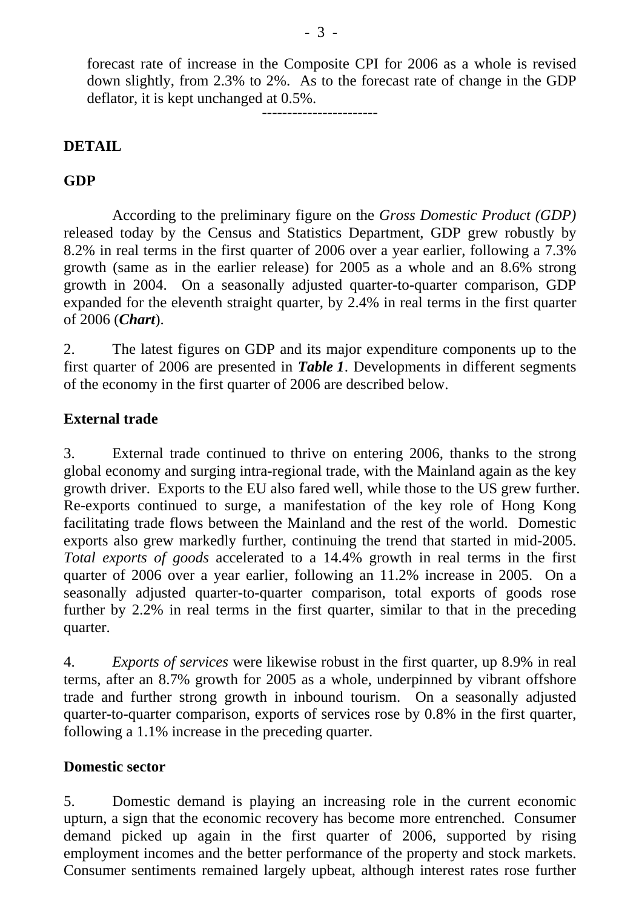forecast rate of increase in the Composite CPI for 2006 as a whole is revised down slightly, from 2.3% to 2%. As to the forecast rate of change in the GDP deflator, it is kept unchanged at 0.5%.

-----------------------

## DETAIL

### GDP

According to the preliminary figure on the *Gross Domestic Product (GDP)* released today by the Census and Statistics Department, GDP grew robustly by 8.2% in real terms in the first quarter of 2006 over a year earlier, following a 7.3% growth (same as in the earlier release) for 2005 as a whole and an 8.6% strong growth in 2004. On a seasonally adjusted quarter-to-quarter comparison, GDP expanded for the eleventh straight quarter, by 2.4% in real terms in the first quarter of 2006 (***Chart***).

2. The latest figures on GDP and its major expenditure components up to the first quarter of 2006 are presented in ***Table 1***. Developments in different segments of the economy in the first quarter of 2006 are described below.

### External trade

3. External trade continued to thrive on entering 2006, thanks to the strong global economy and surging intra-regional trade, with the Mainland again as the key growth driver. Exports to the EU also fared well, while those to the US grew further. Re-exports continued to surge, a manifestation of the key role of Hong Kong facilitating trade flows between the Mainland and the rest of the world. Domestic exports also grew markedly further, continuing the trend that started in mid-2005. *Total exports of goods* accelerated to a 14.4% growth in real terms in the first quarter of 2006 over a year earlier, following an 11.2% increase in 2005. On a seasonally adjusted quarter-to-quarter comparison, total exports of goods rose further by 2.2% in real terms in the first quarter, similar to that in the preceding quarter.

4. *Exports of services* were likewise robust in the first quarter, up 8.9% in real terms, after an 8.7% growth for 2005 as a whole, underpinned by vibrant offshore trade and further strong growth in inbound tourism. On a seasonally adjusted quarter-to-quarter comparison, exports of services rose by 0.8% in the first quarter, following a 1.1% increase in the preceding quarter.

### Domestic sector

5. Domestic demand is playing an increasing role in the current economic upturn, a sign that the economic recovery has become more entrenched. Consumer demand picked up again in the first quarter of 2006, supported by rising employment incomes and the better performance of the property and stock markets. Consumer sentiments remained largely upbeat, although interest rates rose further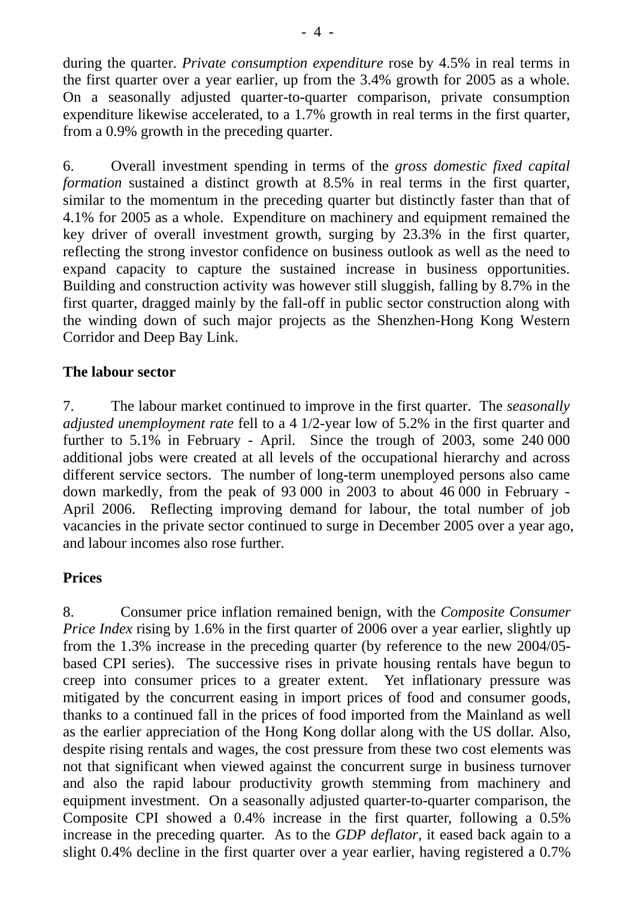during the quarter. *Private consumption expenditure* rose by 4.5% in real terms in the first quarter over a year earlier, up from the 3.4% growth for 2005 as a whole. On a seasonally adjusted quarter-to-quarter comparison, private consumption expenditure likewise accelerated, to a 1.7% growth in real terms in the first quarter, from a 0.9% growth in the preceding quarter.

6. Overall investment spending in terms of the *gross domestic fixed capital formation* sustained a distinct growth at 8.5% in real terms in the first quarter, similar to the momentum in the preceding quarter but distinctly faster than that of 4.1% for 2005 as a whole. Expenditure on machinery and equipment remained the key driver of overall investment growth, surging by 23.3% in the first quarter, reflecting the strong investor confidence on business outlook as well as the need to expand capacity to capture the sustained increase in business opportunities. Building and construction activity was however still sluggish, falling by 8.7% in the first quarter, dragged mainly by the fall-off in public sector construction along with the winding down of such major projects as the Shenzhen-Hong Kong Western Corridor and Deep Bay Link.

**The labour sector**

7. The labour market continued to improve in the first quarter. The *seasonally adjusted unemployment rate* fell to a 4 1/2-year low of 5.2% in the first quarter and further to 5.1% in February - April. Since the trough of 2003, some 240 000 additional jobs were created at all levels of the occupational hierarchy and across different service sectors. The number of long-term unemployed persons also came down markedly, from the peak of 93 000 in 2003 to about 46 000 in February - April 2006. Reflecting improving demand for labour, the total number of job vacancies in the private sector continued to surge in December 2005 over a year ago, and labour incomes also rose further.

**Prices**

8. Consumer price inflation remained benign, with the *Composite Consumer Price Index* rising by 1.6% in the first quarter of 2006 over a year earlier, slightly up from the 1.3% increase in the preceding quarter (by reference to the new 2004/05-based CPI series). The successive rises in private housing rentals have begun to creep into consumer prices to a greater extent. Yet inflationary pressure was mitigated by the concurrent easing in import prices of food and consumer goods, thanks to a continued fall in the prices of food imported from the Mainland as well as the earlier appreciation of the Hong Kong dollar along with the US dollar. Also, despite rising rentals and wages, the cost pressure from these two cost elements was not that significant when viewed against the concurrent surge in business turnover and also the rapid labour productivity growth stemming from machinery and equipment investment. On a seasonally adjusted quarter-to-quarter comparison, the Composite CPI showed a 0.4% increase in the first quarter, following a 0.5% increase in the preceding quarter. As to the *GDP deflator*, it eased back again to a slight 0.4% decline in the first quarter over a year earlier, having registered a 0.7%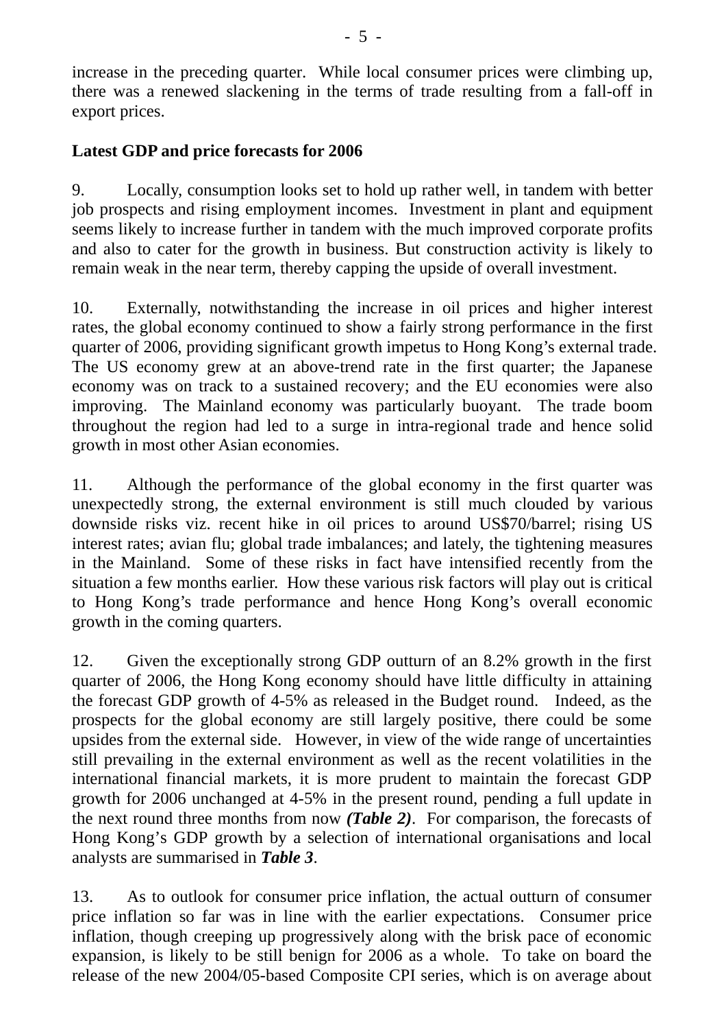increase in the preceding quarter. While local consumer prices were climbing up, there was a renewed slackening in the terms of trade resulting from a fall-off in export prices.

**Latest GDP and price forecasts for 2006**

9. Locally, consumption looks set to hold up rather well, in tandem with better job prospects and rising employment incomes. Investment in plant and equipment seems likely to increase further in tandem with the much improved corporate profits and also to cater for the growth in business. But construction activity is likely to remain weak in the near term, thereby capping the upside of overall investment.

10. Externally, notwithstanding the increase in oil prices and higher interest rates, the global economy continued to show a fairly strong performance in the first quarter of 2006, providing significant growth impetus to Hong Kong's external trade. The US economy grew at an above-trend rate in the first quarter; the Japanese economy was on track to a sustained recovery; and the EU economies were also improving. The Mainland economy was particularly buoyant. The trade boom throughout the region had led to a surge in intra-regional trade and hence solid growth in most other Asian economies.

11. Although the performance of the global economy in the first quarter was unexpectedly strong, the external environment is still much clouded by various downside risks viz. recent hike in oil prices to around US$70/barrel; rising US interest rates; avian flu; global trade imbalances; and lately, the tightening measures in the Mainland. Some of these risks in fact have intensified recently from the situation a few months earlier. How these various risk factors will play out is critical to Hong Kong's trade performance and hence Hong Kong's overall economic growth in the coming quarters.

12. Given the exceptionally strong GDP outturn of an 8.2% growth in the first quarter of 2006, the Hong Kong economy should have little difficulty in attaining the forecast GDP growth of 4-5% as released in the Budget round. Indeed, as the prospects for the global economy are still largely positive, there could be some upsides from the external side. However, in view of the wide range of uncertainties still prevailing in the external environment as well as the recent volatilities in the international financial markets, it is more prudent to maintain the forecast GDP growth for 2006 unchanged at 4-5% in the present round, pending a full update in the next round three months from now ***(Table 2)***. For comparison, the forecasts of Hong Kong's GDP growth by a selection of international organisations and local analysts are summarised in ***Table 3***.

13. As to outlook for consumer price inflation, the actual outturn of consumer price inflation so far was in line with the earlier expectations. Consumer price inflation, though creeping up progressively along with the brisk pace of economic expansion, is likely to be still benign for 2006 as a whole. To take on board the release of the new 2004/05-based Composite CPI series, which is on average about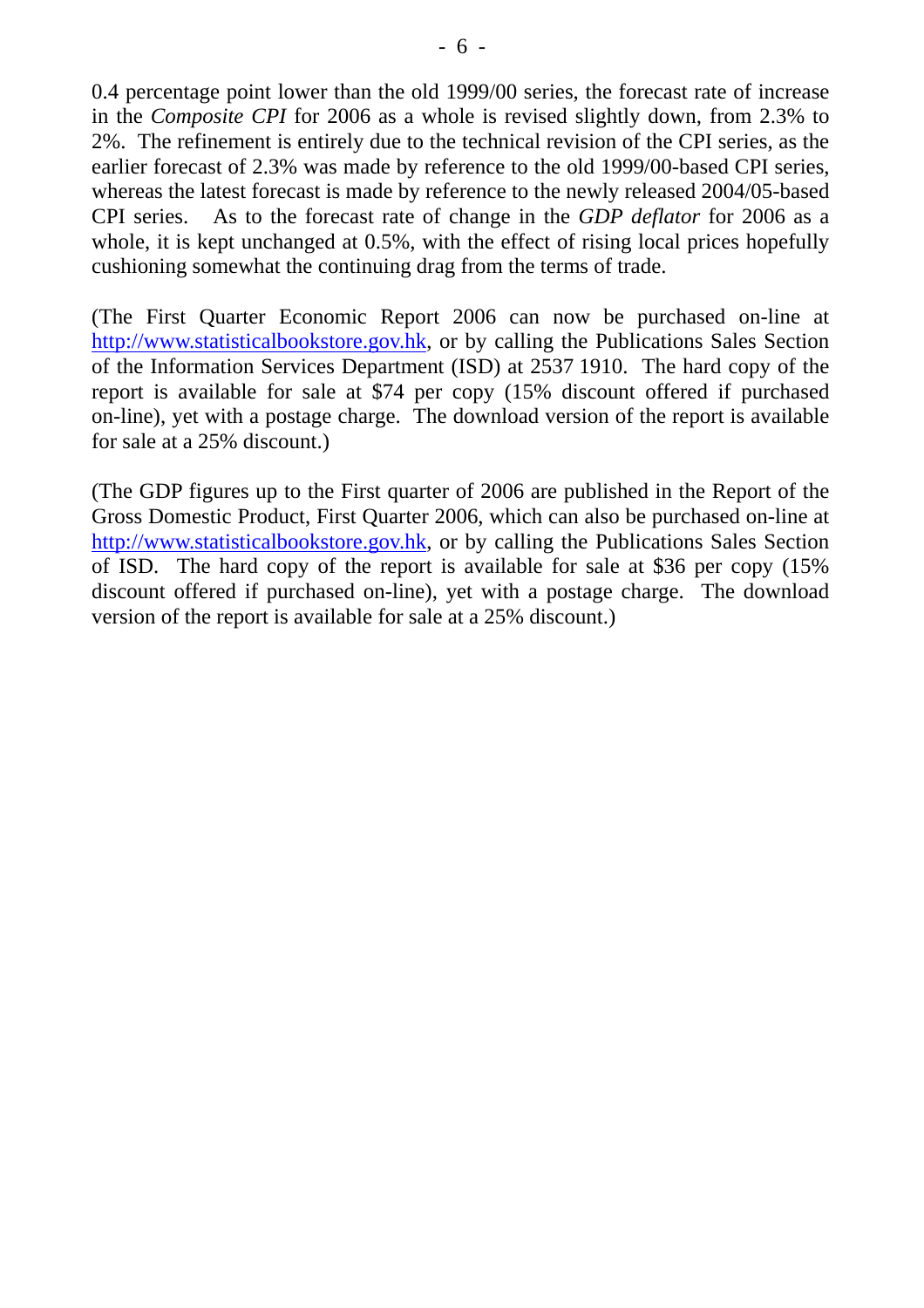0.4 percentage point lower than the old 1999/00 series, the forecast rate of increase in the *Composite CPI* for 2006 as a whole is revised slightly down, from 2.3% to 2%. The refinement is entirely due to the technical revision of the CPI series, as the earlier forecast of 2.3% was made by reference to the old 1999/00-based CPI series, whereas the latest forecast is made by reference to the newly released 2004/05-based CPI series. As to the forecast rate of change in the *GDP deflator* for 2006 as a whole, it is kept unchanged at 0.5%, with the effect of rising local prices hopefully cushioning somewhat the continuing drag from the terms of trade.

(The First Quarter Economic Report 2006 can now be purchased on-line at http://www.statisticalbookstore.gov.hk, or by calling the Publications Sales Section of the Information Services Department (ISD) at 2537 1910. The hard copy of the report is available for sale at $74 per copy (15% discount offered if purchased on-line), yet with a postage charge. The download version of the report is available for sale at a 25% discount.)

(The GDP figures up to the First quarter of 2006 are published in the Report of the Gross Domestic Product, First Quarter 2006, which can also be purchased on-line at http://www.statisticalbookstore.gov.hk, or by calling the Publications Sales Section of ISD. The hard copy of the report is available for sale at $36 per copy (15% discount offered if purchased on-line), yet with a postage charge. The download version of the report is available for sale at a 25% discount.)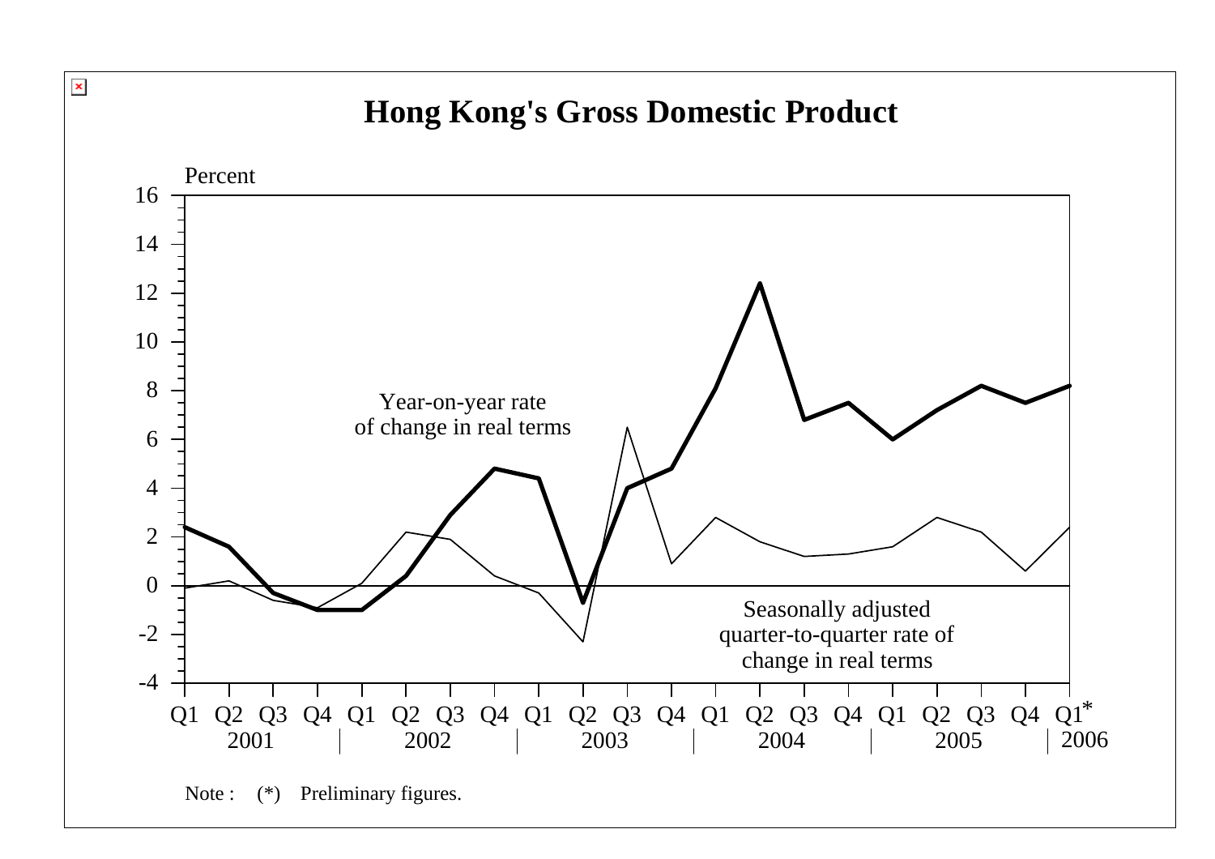# Hong Kong's Gross Domestic Product

Percent

Year-on-year rate of change in real terms

Seasonally adjusted quarter-to-quarter rate of change in real terms

Q1 Q2 Q3 Q4 Q1 Q2 Q3 Q4 Q1 Q2 Q3 Q4 Q1 Q2 Q3 Q4 Q1 Q2 Q3 Q4 Q1*

2001 2002 2003 2004 2005 2006

Note : (*) Preliminary figures.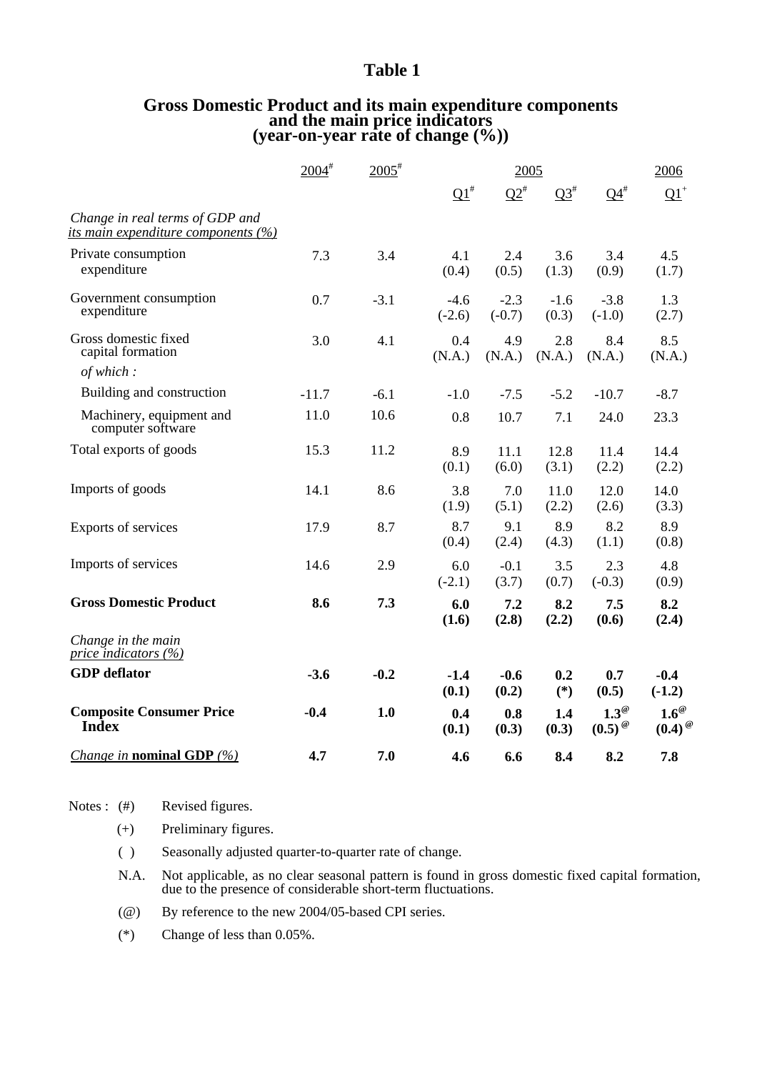# Table 1

## Gross Domestic Product and its main expenditure components and the main price indicators (year-on-year rate of change (%))

| | 2004# | 2005# | 2005 | | | | 2006 |
|---|---|---|---|---|---|---|---|
| | | | Q1# | Q2# | Q3# | Q4# | Q1+ |
| *Change in real terms of GDP and its main expenditure components (%)* | | | | | | | |
| Private consumption expenditure | 7.3 | 3.4 | 4.1 (0.4) | 2.4 (0.5) | 3.6 (1.3) | 3.4 (0.9) | 4.5 (1.7) |
| Government consumption expenditure | 0.7 | -3.1 | -4.6 (-2.6) | -2.3 (-0.7) | -1.6 (0.3) | -3.8 (-1.0) | 1.3 (2.7) |
| Gross domestic fixed capital formation | 3.0 | 4.1 | 0.4 (N.A.) | 4.9 (N.A.) | 2.8 (N.A.) | 8.4 (N.A.) | 8.5 (N.A.) |
| *of which :* | | | | | | | |
| Building and construction | -11.7 | -6.1 | -1.0 | -7.5 | -5.2 | -10.7 | -8.7 |
| Machinery, equipment and computer software | 11.0 | 10.6 | 0.8 | 10.7 | 7.1 | 24.0 | 23.3 |
| Total exports of goods | 15.3 | 11.2 | 8.9 (0.1) | 11.1 (6.0) | 12.8 (3.1) | 11.4 (2.2) | 14.4 (2.2) |
| Imports of goods | 14.1 | 8.6 | 3.8 (1.9) | 7.0 (5.1) | 11.0 (2.2) | 12.0 (2.6) | 14.0 (3.3) |
| Exports of services | 17.9 | 8.7 | 8.7 (0.4) | 9.1 (2.4) | 8.9 (4.3) | 8.2 (1.1) | 8.9 (0.8) |
| Imports of services | 14.6 | 2.9 | 6.0 (-2.1) | -0.1 (3.7) | 3.5 (0.7) | 2.3 (-0.3) | 4.8 (0.9) |
| **Gross Domestic Product** | **8.6** | **7.3** | **6.0 (1.6)** | **7.2 (2.8)** | **8.2 (2.2)** | **7.5 (0.6)** | **8.2 (2.4)** |
| *Change in the main price indicators (%)* | | | | | | | |
| **GDP deflator** | **-3.6** | **-0.2** | **-1.4 (0.1)** | **-0.6 (0.2)** | **0.2 (*)** | **0.7 (0.5)** | **-0.4 (-1.2)** |
| **Composite Consumer Price Index** | **-0.4** | **1.0** | **0.4 (0.1)** | **0.8 (0.3)** | **1.4 (0.3)** | **1.3@ (0.5)@** | **1.6@ (0.4)@** |
| *Change in* **nominal GDP** *(%)* | **4.7** | **7.0** | **4.6** | **6.6** | **8.4** | **8.2** | **7.8** |

Notes :

- (#) Revised figures.
- (+) Preliminary figures.
- ( ) Seasonally adjusted quarter-to-quarter rate of change.
- N.A. Not applicable, as no clear seasonal pattern is found in gross domestic fixed capital formation, due to the presence of considerable short-term fluctuations.
- (@) By reference to the new 2004/05-based CPI series.
- (*) Change of less than 0.05%.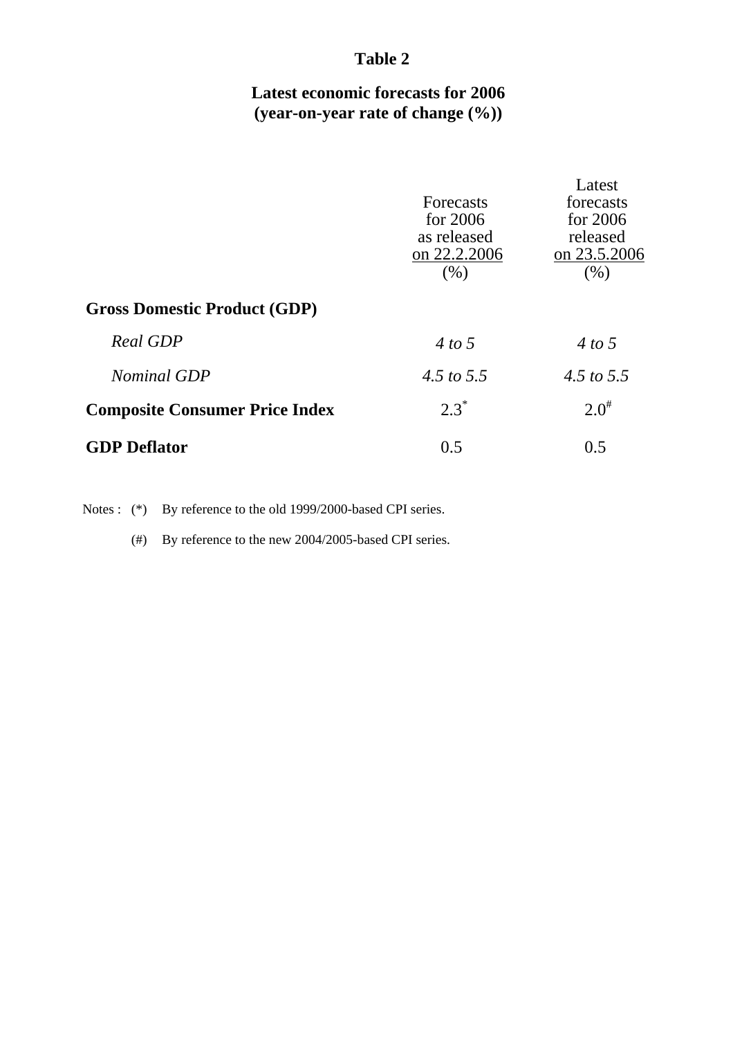# Table 2

## Latest economic forecasts for 2006
## (year-on-year rate of change (%))

| | Forecasts for 2006 as released on 22.2.2006 (%) | Latest forecasts for 2006 released on 23.5.2006 (%) |
|---|---|---|
| **Gross Domestic Product (GDP)** | | |
| *Real GDP* | *4 to 5* | *4 to 5* |
| *Nominal GDP* | *4.5 to 5.5* | *4.5 to 5.5* |
| **Composite Consumer Price Index** | 2.3* | 2.0# |
| **GDP Deflator** | 0.5 | 0.5 |

Notes : (*) By reference to the old 1999/2000-based CPI series.

(#) By reference to the new 2004/2005-based CPI series.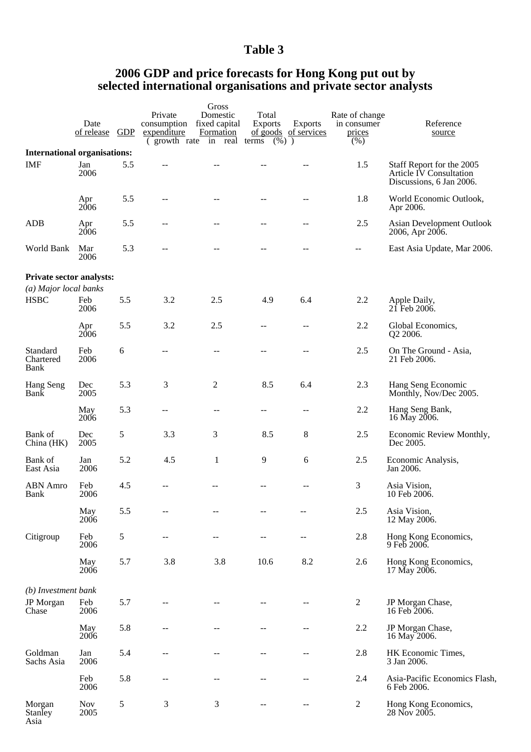# Table 3

## 2006 GDP and price forecasts for Hong Kong put out by selected international organisations and private sector analysts

| | Date of release | GDP | Private consumption expenditure | Gross Domestic fixed capital Formation | Total Exports of goods | Exports of services | Rate of change in consumer prices (%) | Reference source |
|---|---|---|---|---|---|---|---|---|
| | | (growth rate in real terms (%)) | | | | | | |
| **International organisations:** | | | | | | | | |
| IMF | Jan 2006 | 5.5 | -- | -- | -- | -- | 1.5 | Staff Report for the 2005 Article IV Consultation Discussions, 6 Jan 2006. |
| | Apr 2006 | 5.5 | -- | -- | -- | -- | 1.8 | World Economic Outlook, Apr 2006. |
| ADB | Apr 2006 | 5.5 | -- | -- | -- | -- | 2.5 | Asian Development Outlook 2006, Apr 2006. |
| World Bank | Mar 2006 | 5.3 | -- | -- | -- | -- | -- | East Asia Update, Mar 2006. |
| **Private sector analysts:** | | | | | | | | |
| *(a) Major local banks* | | | | | | | | |
| HSBC | Feb 2006 | 5.5 | 3.2 | 2.5 | 4.9 | 6.4 | 2.2 | Apple Daily, 21 Feb 2006. |
| | Apr 2006 | 5.5 | 3.2 | 2.5 | -- | -- | 2.2 | Global Economics, Q2 2006. |
| Standard Chartered Bank | Feb 2006 | 6 | -- | -- | -- | -- | 2.5 | On The Ground - Asia, 21 Feb 2006. |
| Hang Seng Bank | Dec 2005 | 5.3 | 3 | 2 | 8.5 | 6.4 | 2.3 | Hang Seng Economic Monthly, Nov/Dec 2005. |
| | May 2006 | 5.3 | -- | -- | -- | -- | 2.2 | Hang Seng Bank, 16 May 2006. |
| Bank of China (HK) | Dec 2005 | 5 | 3.3 | 3 | 8.5 | 8 | 2.5 | Economic Review Monthly, Dec 2005. |
| Bank of East Asia | Jan 2006 | 5.2 | 4.5 | 1 | 9 | 6 | 2.5 | Economic Analysis, Jan 2006. |
| ABN Amro Bank | Feb 2006 | 4.5 | -- | -- | -- | -- | 3 | Asia Vision, 10 Feb 2006. |
| | May 2006 | 5.5 | -- | -- | -- | -- | 2.5 | Asia Vision, 12 May 2006. |
| Citigroup | Feb 2006 | 5 | -- | -- | -- | -- | 2.8 | Hong Kong Economics, 9 Feb 2006. |
| | May 2006 | 5.7 | 3.8 | 3.8 | 10.6 | 8.2 | 2.6 | Hong Kong Economics, 17 May 2006. |
| *(b) Investment bank* | | | | | | | | |
| JP Morgan Chase | Feb 2006 | 5.7 | -- | -- | -- | -- | 2 | JP Morgan Chase, 16 Feb 2006. |
| | May 2006 | 5.8 | -- | -- | -- | -- | 2.2 | JP Morgan Chase, 16 May 2006. |
| Goldman Sachs Asia | Jan 2006 | 5.4 | -- | -- | -- | -- | 2.8 | HK Economic Times, 3 Jan 2006. |
| | Feb 2006 | 5.8 | -- | -- | -- | -- | 2.4 | Asia-Pacific Economics Flash, 6 Feb 2006. |
| Morgan Stanley Asia | Nov 2005 | 5 | 3 | 3 | -- | -- | 2 | Hong Kong Economics, 28 Nov 2005. |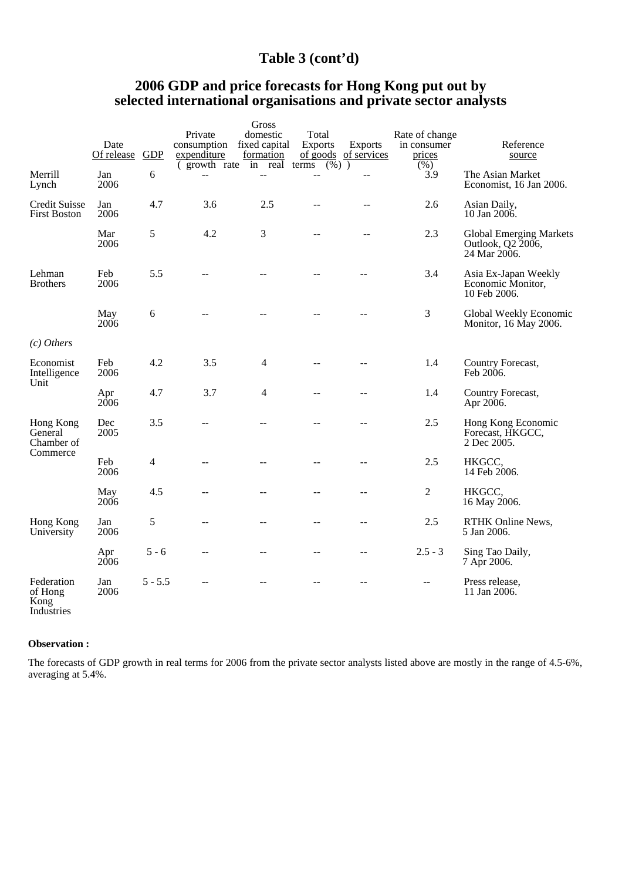# Table 3 (cont'd)

## 2006 GDP and price forecasts for Hong Kong put out by selected international organisations and private sector analysts

| | Date Of release | GDP | Private consumption expenditure | Gross domestic fixed capital formation | Total Exports of goods | Exports of services | Rate of change in consumer prices (%) | Reference source |
|---|---|---|---|---|---|---|---|---|
| | | ( growth rate | in real | terms | (%) ) | | | |
| Merrill Lynch | Jan 2006 | 6 | -- | -- | -- | -- | 3.9 | The Asian Market Economist, 16 Jan 2006. |
| Credit Suisse First Boston | Jan 2006 | 4.7 | 3.6 | 2.5 | -- | -- | 2.6 | Asian Daily, 10 Jan 2006. |
| | Mar 2006 | 5 | 4.2 | 3 | -- | -- | 2.3 | Global Emerging Markets Outlook, Q2 2006, 24 Mar 2006. |
| Lehman Brothers | Feb 2006 | 5.5 | -- | -- | -- | -- | 3.4 | Asia Ex-Japan Weekly Economic Monitor, 10 Feb 2006. |
| | May 2006 | 6 | -- | -- | -- | -- | 3 | Global Weekly Economic Monitor, 16 May 2006. |
| *(c) Others* | | | | | | | | |
| Economist Intelligence Unit | Feb 2006 | 4.2 | 3.5 | 4 | -- | -- | 1.4 | Country Forecast, Feb 2006. |
| | Apr 2006 | 4.7 | 3.7 | 4 | -- | -- | 1.4 | Country Forecast, Apr 2006. |
| Hong Kong General Chamber of Commerce | Dec 2005 | 3.5 | -- | -- | -- | -- | 2.5 | Hong Kong Economic Forecast, HKGCC, 2 Dec 2005. |
| | Feb 2006 | 4 | -- | -- | -- | -- | 2.5 | HKGCC, 14 Feb 2006. |
| | May 2006 | 4.5 | -- | -- | -- | -- | 2 | HKGCC, 16 May 2006. |
| Hong Kong University | Jan 2006 | 5 | -- | -- | -- | -- | 2.5 | RTHK Online News, 5 Jan 2006. |
| | Apr 2006 | 5 - 6 | -- | -- | -- | -- | 2.5 - 3 | Sing Tao Daily, 7 Apr 2006. |
| Federation of Hong Kong Industries | Jan 2006 | 5 - 5.5 | -- | -- | -- | -- | -- | Press release, 11 Jan 2006. |

**Observation :**

The forecasts of GDP growth in real terms for 2006 from the private sector analysts listed above are mostly in the range of 4.5-6%, averaging at 5.4%.